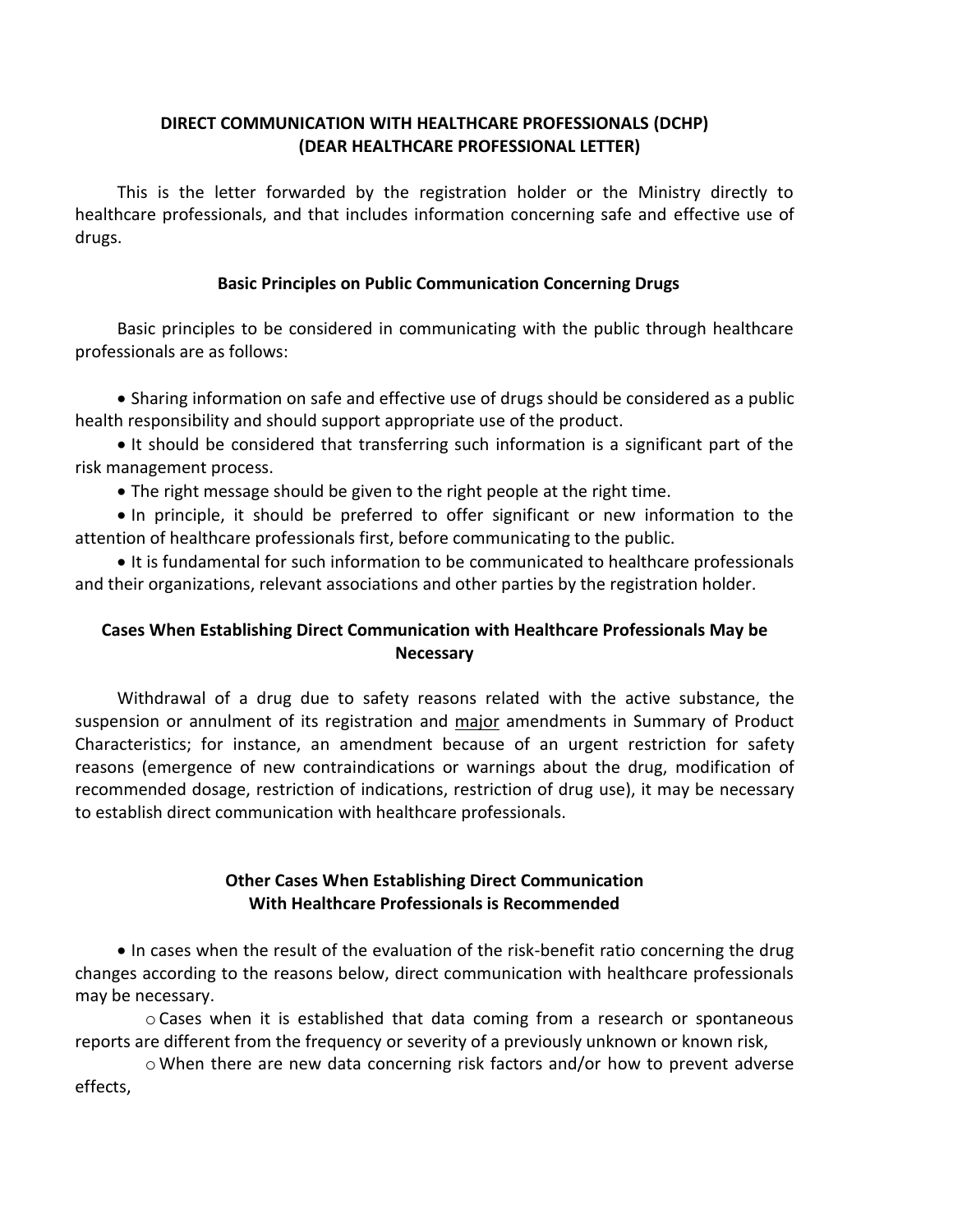# DIRECT COMMUNICATION WITH HEALTHCARE PROFESSIONALS (DCHP) (DEAR HEALTHCARE PROFESSIONAL LETTER)

This is the letter forwarded by the registration holder or the Ministry directly to healthcare professionals, and that includes information concerning safe and effective use of drugs.

## Basic Principles on Public Communication Concerning Drugs

Basic principles to be considered in communicating with the public through healthcare professionals are as follows:

- Sharing information on safe and effective use of drugs should be considered as a public health responsibility and should support appropriate use of the product.
- It should be considered that transferring such information is a significant part of the risk management process.
- The right message should be given to the right people at the right time.
- In principle, it should be preferred to offer significant or new information to the attention of healthcare professionals first, before communicating to the public.
- It is fundamental for such information to be communicated to healthcare professionals and their organizations, relevant associations and other parties by the registration holder.

## Cases When Establishing Direct Communication with Healthcare Professionals May be Necessary

Withdrawal of a drug due to safety reasons related with the active substance, the suspension or annulment of its registration and <u>major</u> amendments in Summary of Product Characteristics; for instance, an amendment because of an urgent restriction for safety reasons (emergence of new contraindications or warnings about the drug, modification of recommended dosage, restriction of indications, restriction of drug use), it may be necessary to establish direct communication with healthcare professionals.

## Other Cases When Establishing Direct Communication With Healthcare Professionals is Recommended

- In cases when the result of the evaluation of the risk-benefit ratio concerning the drug changes according to the reasons below, direct communication with healthcare professionals may be necessary.
  - Cases when it is established that data coming from a research or spontaneous reports are different from the frequency or severity of a previously unknown or known risk,
  - When there are new data concerning risk factors and/or how to prevent adverse effects,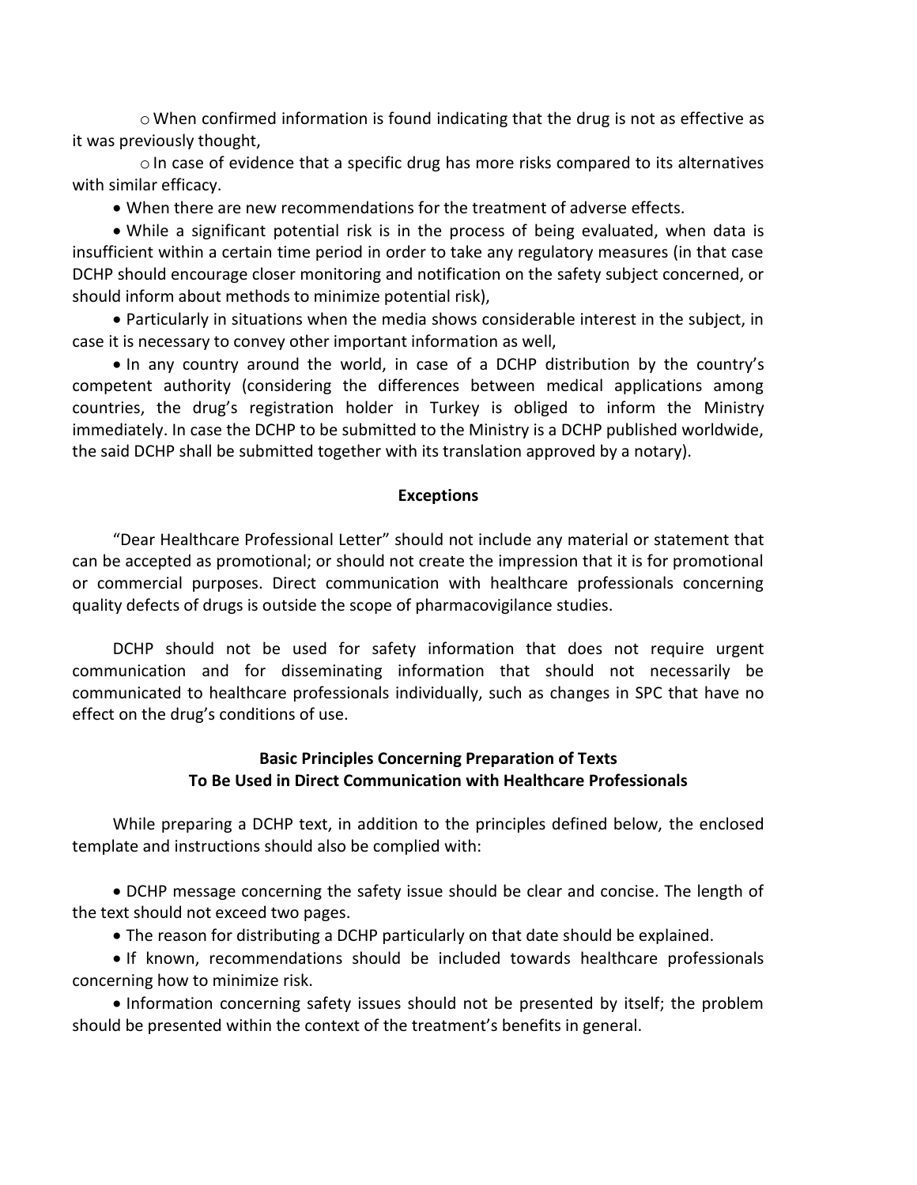- When confirmed information is found indicating that the drug is not as effective as it was previously thought,
- In case of evidence that a specific drug has more risks compared to its alternatives with similar efficacy.

- When there are new recommendations for the treatment of adverse effects.
- While a significant potential risk is in the process of being evaluated, when data is insufficient within a certain time period in order to take any regulatory measures (in that case DCHP should encourage closer monitoring and notification on the safety subject concerned, or should inform about methods to minimize potential risk),
- Particularly in situations when the media shows considerable interest in the subject, in case it is necessary to convey other important information as well,
- In any country around the world, in case of a DCHP distribution by the country's competent authority (considering the differences between medical applications among countries, the drug's registration holder in Turkey is obliged to inform the Ministry immediately. In case the DCHP to be submitted to the Ministry is a DCHP published worldwide, the said DCHP shall be submitted together with its translation approved by a notary).

**Exceptions**

"Dear Healthcare Professional Letter" should not include any material or statement that can be accepted as promotional; or should not create the impression that it is for promotional or commercial purposes. Direct communication with healthcare professionals concerning quality defects of drugs is outside the scope of pharmacovigilance studies.

DCHP should not be used for safety information that does not require urgent communication and for disseminating information that should not necessarily be communicated to healthcare professionals individually, such as changes in SPC that have no effect on the drug's conditions of use.

**Basic Principles Concerning Preparation of Texts To Be Used in Direct Communication with Healthcare Professionals**

While preparing a DCHP text, in addition to the principles defined below, the enclosed template and instructions should also be complied with:

- DCHP message concerning the safety issue should be clear and concise. The length of the text should not exceed two pages.
- The reason for distributing a DCHP particularly on that date should be explained.
- If known, recommendations should be included towards healthcare professionals concerning how to minimize risk.
- Information concerning safety issues should not be presented by itself; the problem should be presented within the context of the treatment's benefits in general.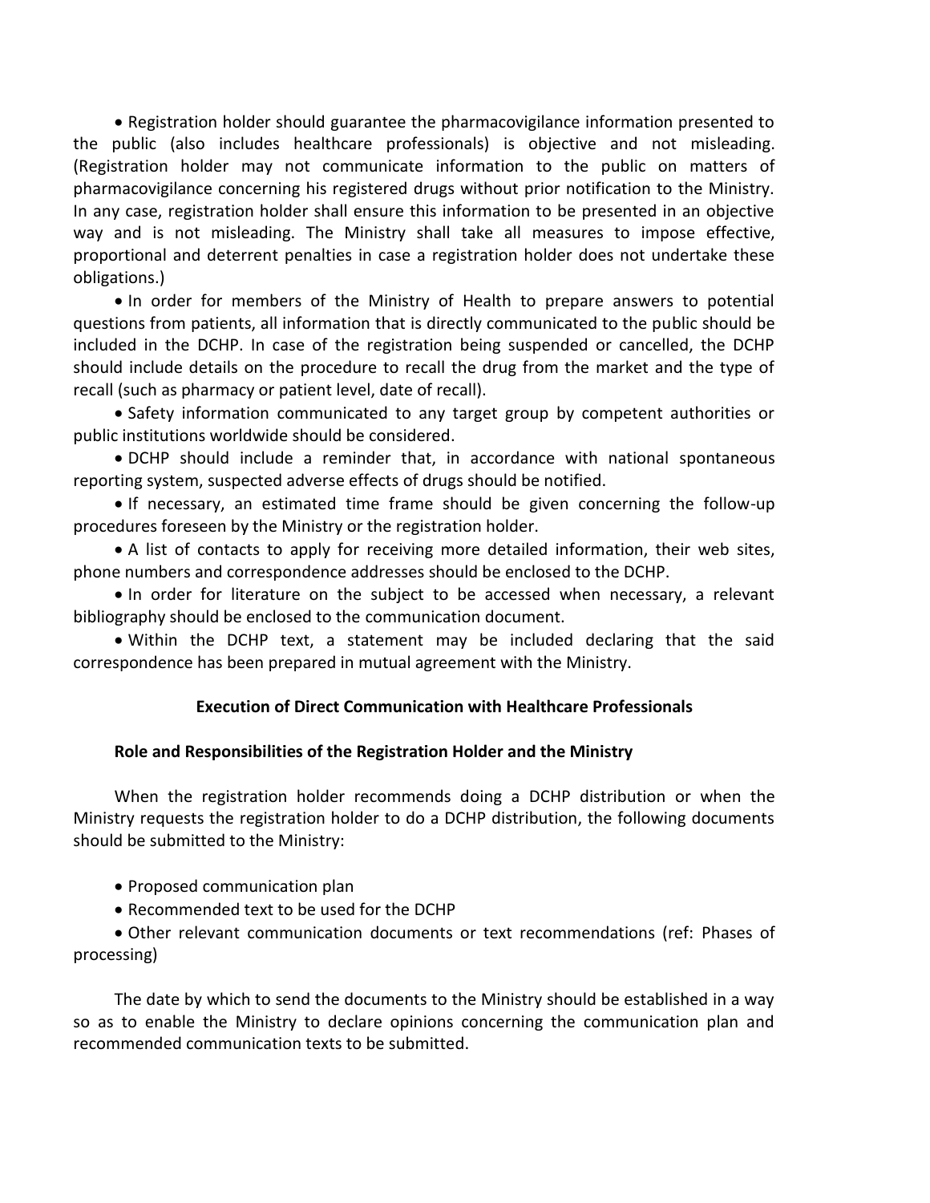- Registration holder should guarantee the pharmacovigilance information presented to the public (also includes healthcare professionals) is objective and not misleading. (Registration holder may not communicate information to the public on matters of pharmacovigilance concerning his registered drugs without prior notification to the Ministry. In any case, registration holder shall ensure this information to be presented in an objective way and is not misleading. The Ministry shall take all measures to impose effective, proportional and deterrent penalties in case a registration holder does not undertake these obligations.)
- In order for members of the Ministry of Health to prepare answers to potential questions from patients, all information that is directly communicated to the public should be included in the DCHP. In case of the registration being suspended or cancelled, the DCHP should include details on the procedure to recall the drug from the market and the type of recall (such as pharmacy or patient level, date of recall).
- Safety information communicated to any target group by competent authorities or public institutions worldwide should be considered.
- DCHP should include a reminder that, in accordance with national spontaneous reporting system, suspected adverse effects of drugs should be notified.
- If necessary, an estimated time frame should be given concerning the follow-up procedures foreseen by the Ministry or the registration holder.
- A list of contacts to apply for receiving more detailed information, their web sites, phone numbers and correspondence addresses should be enclosed to the DCHP.
- In order for literature on the subject to be accessed when necessary, a relevant bibliography should be enclosed to the communication document.
- Within the DCHP text, a statement may be included declaring that the said correspondence has been prepared in mutual agreement with the Ministry.

## Execution of Direct Communication with Healthcare Professionals

### Role and Responsibilities of the Registration Holder and the Ministry

When the registration holder recommends doing a DCHP distribution or when the Ministry requests the registration holder to do a DCHP distribution, the following documents should be submitted to the Ministry:

- Proposed communication plan
- Recommended text to be used for the DCHP
- Other relevant communication documents or text recommendations (ref: Phases of processing)

The date by which to send the documents to the Ministry should be established in a way so as to enable the Ministry to declare opinions concerning the communication plan and recommended communication texts to be submitted.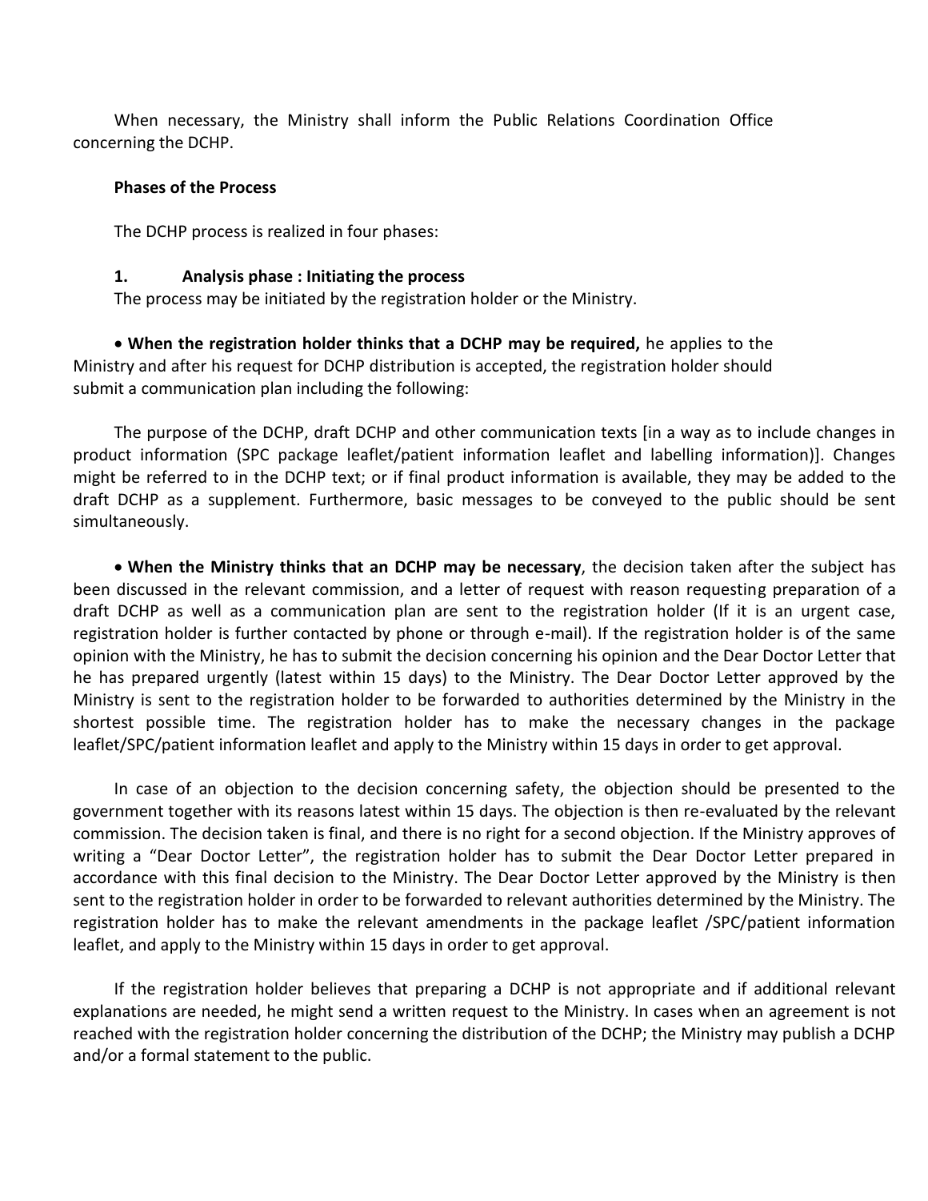When necessary, the Ministry shall inform the Public Relations Coordination Office concerning the DCHP.

**Phases of the Process**

The DCHP process is realized in four phases:

**1. Analysis phase : Initiating the process**

The process may be initiated by the registration holder or the Ministry.

- **When the registration holder thinks that a DCHP may be required,** he applies to the Ministry and after his request for DCHP distribution is accepted, the registration holder should submit a communication plan including the following:

The purpose of the DCHP, draft DCHP and other communication texts [in a way as to include changes in product information (SPC package leaflet/patient information leaflet and labelling information)]. Changes might be referred to in the DCHP text; or if final product information is available, they may be added to the draft DCHP as a supplement. Furthermore, basic messages to be conveyed to the public should be sent simultaneously.

- **When the Ministry thinks that an DCHP may be necessary**, the decision taken after the subject has been discussed in the relevant commission, and a letter of request with reason requesting preparation of a draft DCHP as well as a communication plan are sent to the registration holder (If it is an urgent case, registration holder is further contacted by phone or through e-mail). If the registration holder is of the same opinion with the Ministry, he has to submit the decision concerning his opinion and the Dear Doctor Letter that he has prepared urgently (latest within 15 days) to the Ministry. The Dear Doctor Letter approved by the Ministry is sent to the registration holder to be forwarded to authorities determined by the Ministry in the shortest possible time. The registration holder has to make the necessary changes in the package leaflet/SPC/patient information leaflet and apply to the Ministry within 15 days in order to get approval.

In case of an objection to the decision concerning safety, the objection should be presented to the government together with its reasons latest within 15 days. The objection is then re-evaluated by the relevant commission. The decision taken is final, and there is no right for a second objection. If the Ministry approves of writing a "Dear Doctor Letter", the registration holder has to submit the Dear Doctor Letter prepared in accordance with this final decision to the Ministry. The Dear Doctor Letter approved by the Ministry is then sent to the registration holder in order to be forwarded to relevant authorities determined by the Ministry. The registration holder has to make the relevant amendments in the package leaflet /SPC/patient information leaflet, and apply to the Ministry within 15 days in order to get approval.

If the registration holder believes that preparing a DCHP is not appropriate and if additional relevant explanations are needed, he might send a written request to the Ministry. In cases when an agreement is not reached with the registration holder concerning the distribution of the DCHP; the Ministry may publish a DCHP and/or a formal statement to the public.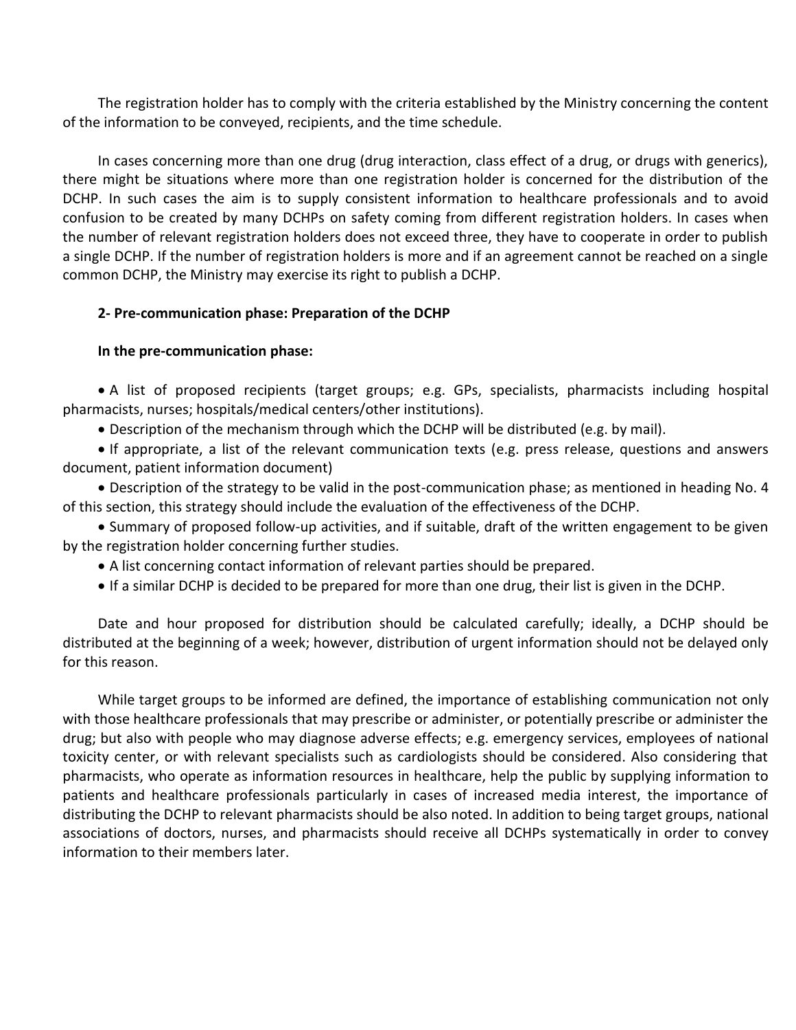The registration holder has to comply with the criteria established by the Ministry concerning the content of the information to be conveyed, recipients, and the time schedule.

In cases concerning more than one drug (drug interaction, class effect of a drug, or drugs with generics), there might be situations where more than one registration holder is concerned for the distribution of the DCHP. In such cases the aim is to supply consistent information to healthcare professionals and to avoid confusion to be created by many DCHPs on safety coming from different registration holders. In cases when the number of relevant registration holders does not exceed three, they have to cooperate in order to publish a single DCHP. If the number of registration holders is more and if an agreement cannot be reached on a single common DCHP, the Ministry may exercise its right to publish a DCHP.

**2- Pre-communication phase: Preparation of the DCHP**

**In the pre-communication phase:**

- A list of proposed recipients (target groups; e.g. GPs, specialists, pharmacists including hospital pharmacists, nurses; hospitals/medical centers/other institutions).
- Description of the mechanism through which the DCHP will be distributed (e.g. by mail).
- If appropriate, a list of the relevant communication texts (e.g. press release, questions and answers document, patient information document)
- Description of the strategy to be valid in the post-communication phase; as mentioned in heading No. 4 of this section, this strategy should include the evaluation of the effectiveness of the DCHP.
- Summary of proposed follow-up activities, and if suitable, draft of the written engagement to be given by the registration holder concerning further studies.
- A list concerning contact information of relevant parties should be prepared.
- If a similar DCHP is decided to be prepared for more than one drug, their list is given in the DCHP.

Date and hour proposed for distribution should be calculated carefully; ideally, a DCHP should be distributed at the beginning of a week; however, distribution of urgent information should not be delayed only for this reason.

While target groups to be informed are defined, the importance of establishing communication not only with those healthcare professionals that may prescribe or administer, or potentially prescribe or administer the drug; but also with people who may diagnose adverse effects; e.g. emergency services, employees of national toxicity center, or with relevant specialists such as cardiologists should be considered. Also considering that pharmacists, who operate as information resources in healthcare, help the public by supplying information to patients and healthcare professionals particularly in cases of increased media interest, the importance of distributing the DCHP to relevant pharmacists should be also noted. In addition to being target groups, national associations of doctors, nurses, and pharmacists should receive all DCHPs systematically in order to convey information to their members later.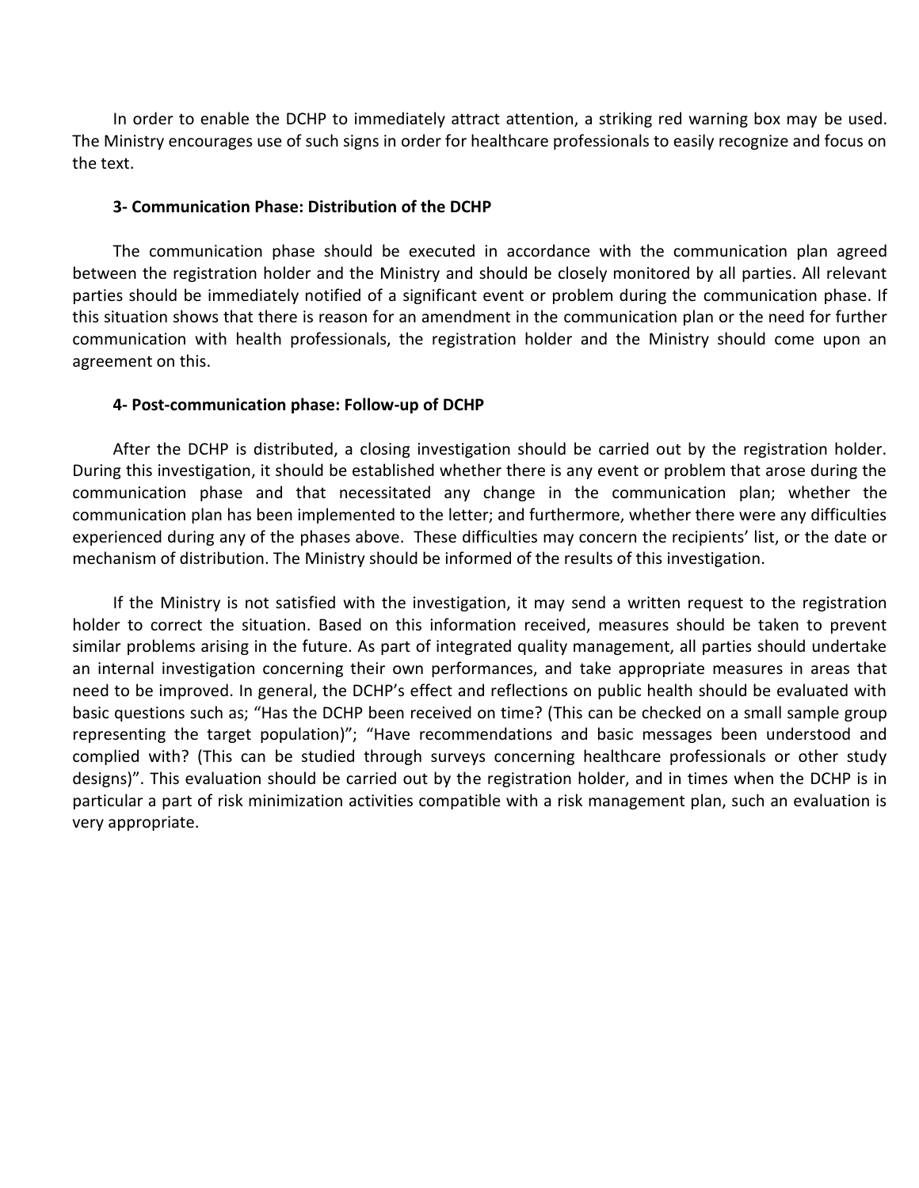In order to enable the DCHP to immediately attract attention, a striking red warning box may be used. The Ministry encourages use of such signs in order for healthcare professionals to easily recognize and focus on the text.

### 3- Communication Phase: Distribution of the DCHP

The communication phase should be executed in accordance with the communication plan agreed between the registration holder and the Ministry and should be closely monitored by all parties. All relevant parties should be immediately notified of a significant event or problem during the communication phase. If this situation shows that there is reason for an amendment in the communication plan or the need for further communication with health professionals, the registration holder and the Ministry should come upon an agreement on this.

### 4- Post-communication phase: Follow-up of DCHP

After the DCHP is distributed, a closing investigation should be carried out by the registration holder. During this investigation, it should be established whether there is any event or problem that arose during the communication phase and that necessitated any change in the communication plan; whether the communication plan has been implemented to the letter; and furthermore, whether there were any difficulties experienced during any of the phases above. These difficulties may concern the recipients' list, or the date or mechanism of distribution. The Ministry should be informed of the results of this investigation.

If the Ministry is not satisfied with the investigation, it may send a written request to the registration holder to correct the situation. Based on this information received, measures should be taken to prevent similar problems arising in the future. As part of integrated quality management, all parties should undertake an internal investigation concerning their own performances, and take appropriate measures in areas that need to be improved. In general, the DCHP's effect and reflections on public health should be evaluated with basic questions such as; "Has the DCHP been received on time? (This can be checked on a small sample group representing the target population)"; "Have recommendations and basic messages been understood and complied with? (This can be studied through surveys concerning healthcare professionals or other study designs)". This evaluation should be carried out by the registration holder, and in times when the DCHP is in particular a part of risk minimization activities compatible with a risk management plan, such an evaluation is very appropriate.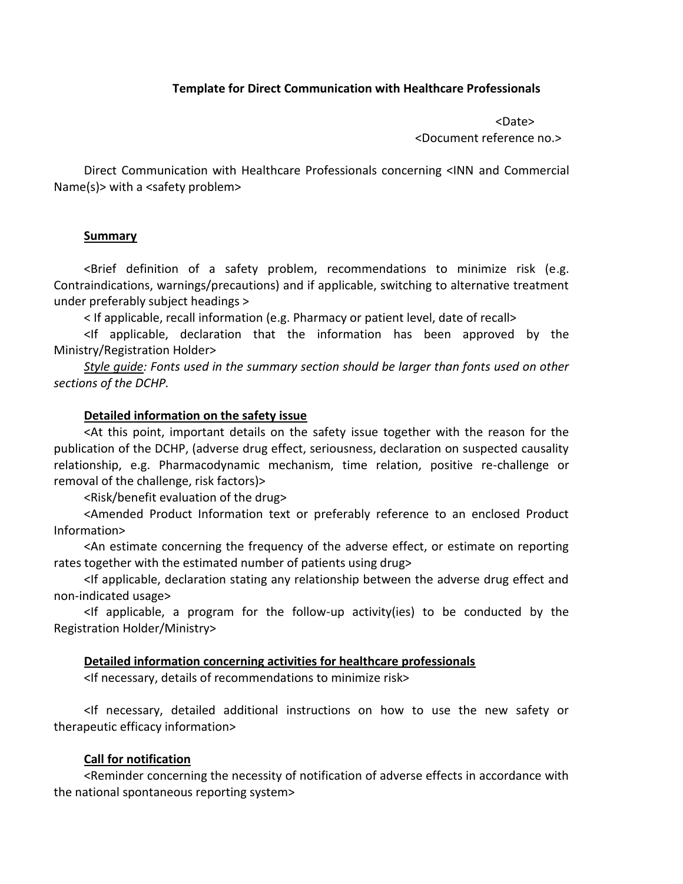**Template for Direct Communication with Healthcare Professionals**

<Date>
<Document reference no.>

Direct Communication with Healthcare Professionals concerning <INN and Commercial Name(s)> with a <safety problem>

**Summary**

<Brief definition of a safety problem, recommendations to minimize risk (e.g. Contraindications, warnings/precautions) and if applicable, switching to alternative treatment under preferably subject headings >

< If applicable, recall information (e.g. Pharmacy or patient level, date of recall>

<If applicable, declaration that the information has been approved by the Ministry/Registration Holder>

*Style guide: Fonts used in the summary section should be larger than fonts used on other sections of the DCHP.*

**Detailed information on the safety issue**

<At this point, important details on the safety issue together with the reason for the publication of the DCHP, (adverse drug effect, seriousness, declaration on suspected causality relationship, e.g. Pharmacodynamic mechanism, time relation, positive re-challenge or removal of the challenge, risk factors)>

<Risk/benefit evaluation of the drug>

<Amended Product Information text or preferably reference to an enclosed Product Information>

<An estimate concerning the frequency of the adverse effect, or estimate on reporting rates together with the estimated number of patients using drug>

<If applicable, declaration stating any relationship between the adverse drug effect and non-indicated usage>

<If applicable, a program for the follow-up activity(ies) to be conducted by the Registration Holder/Ministry>

**Detailed information concerning activities for healthcare professionals**

<If necessary, details of recommendations to minimize risk>

<If necessary, detailed additional instructions on how to use the new safety or therapeutic efficacy information>

**Call for notification**

<Reminder concerning the necessity of notification of adverse effects in accordance with the national spontaneous reporting system>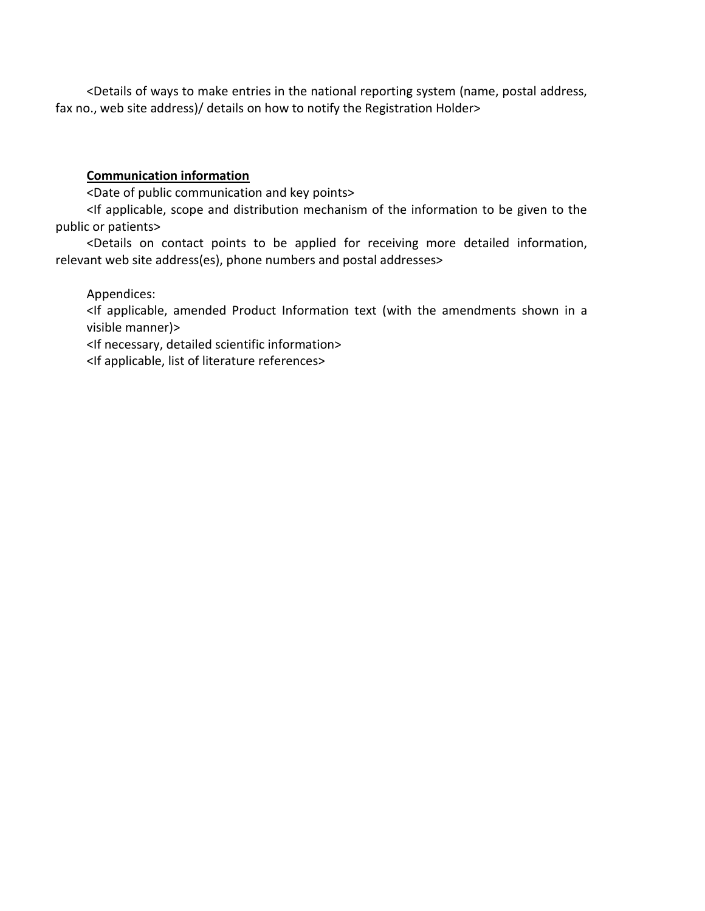<Details of ways to make entries in the national reporting system (name, postal address, fax no., web site address)/ details on how to notify the Registration Holder>

**Communication information**

<Date of public communication and key points>

<If applicable, scope and distribution mechanism of the information to be given to the public or patients>

<Details on contact points to be applied for receiving more detailed information, relevant web site address(es), phone numbers and postal addresses>

Appendices:

<If applicable, amended Product Information text (with the amendments shown in a visible manner)>

<If necessary, detailed scientific information>

<If applicable, list of literature references>